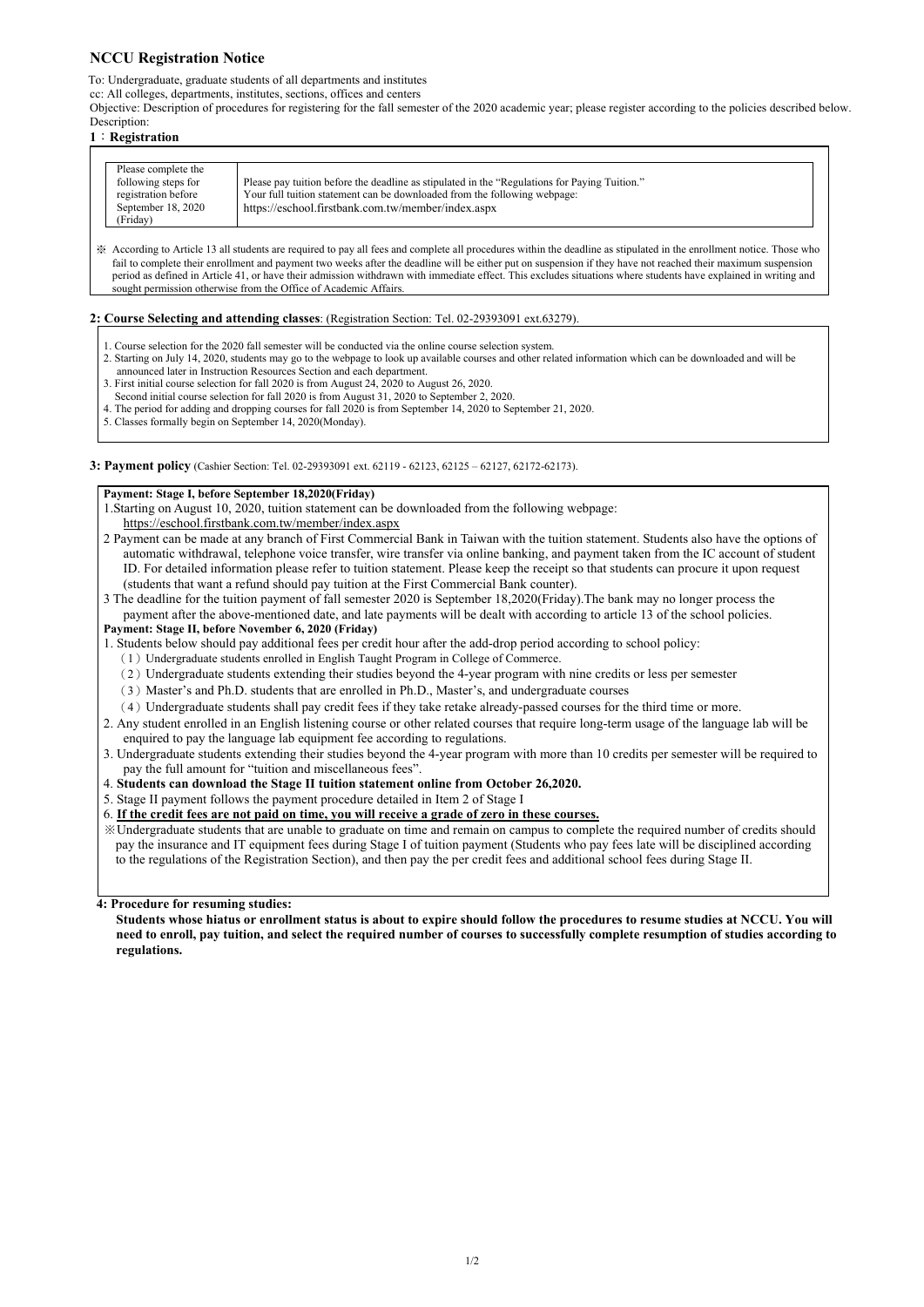# NCCU Registration Notice

To: Undergraduate, graduate students of all departments and institutes

cc: All colleges, departments, institutes, sections, offices and centers

Objective: Description of procedures for registering for the fall semester of the 2020 academic year; please register according to the policies described below.

Description:

## 1：Registration

| Please complete the following steps for registration before September 18, 2020 (Friday) | Please pay tuition before the deadline as stipulated in the "Regulations for Paying Tuition." Your full tuition statement can be downloaded from the following webpage: https://eschool.firstbank.com.tw/member/index.aspx |
|---|---|

※ According to Article 13 all students are required to pay all fees and complete all procedures within the deadline as stipulated in the enrollment notice. Those who fail to complete their enrollment and payment two weeks after the deadline will be either put on suspension if they have not reached their maximum suspension period as defined in Article 41, or have their admission withdrawn with immediate effect. This excludes situations where students have explained in writing and sought permission otherwise from the Office of Academic Affairs.

## 2: Course Selecting and attending classes: (Registration Section: Tel. 02-29393091 ext.63279).

1. Course selection for the 2020 fall semester will be conducted via the online course selection system.
2. Starting on July 14, 2020, students may go to the webpage to look up available courses and other related information which can be downloaded and will be announced later in Instruction Resources Section and each department.
3. First initial course selection for fall 2020 is from August 24, 2020 to August 26, 2020.
   Second initial course selection for fall 2020 is from August 31, 2020 to September 2, 2020.
4. The period for adding and dropping courses for fall 2020 is from September 14, 2020 to September 21, 2020.
5. Classes formally begin on September 14, 2020(Monday).

## 3: Payment policy (Cashier Section: Tel. 02-29393091 ext. 62119 - 62123, 62125 – 62127, 62172-62173).

**Payment: Stage I, before September 18,2020(Friday)**

1.Starting on August 10, 2020, tuition statement can be downloaded from the following webpage:
https://eschool.firstbank.com.tw/member/index.aspx

2 Payment can be made at any branch of First Commercial Bank in Taiwan with the tuition statement. Students also have the options of automatic withdrawal, telephone voice transfer, wire transfer via online banking, and payment taken from the IC account of student ID. For detailed information please refer to tuition statement. Please keep the receipt so that students can procure it upon request (students that want a refund should pay tuition at the First Commercial Bank counter).

3 The deadline for the tuition payment of fall semester 2020 is September 18,2020(Friday).The bank may no longer process the payment after the above-mentioned date, and late payments will be dealt with according to article 13 of the school policies.

**Payment: Stage II, before November 6, 2020 (Friday)**

1. Students below should pay additional fees per credit hour after the add-drop period according to school policy:
   （1）Undergraduate students enrolled in English Taught Program in College of Commerce.
   （2）Undergraduate students extending their studies beyond the 4-year program with nine credits or less per semester
   （3）Master's and Ph.D. students that are enrolled in Ph.D., Master's, and undergraduate courses
   （4）Undergraduate students shall pay credit fees if they take retake already-passed courses for the third time or more.
2. Any student enrolled in an English listening course or other related courses that require long-term usage of the language lab will be enquired to pay the language lab equipment fee according to regulations.
3. Undergraduate students extending their studies beyond the 4-year program with more than 10 credits per semester will be required to pay the full amount for "tuition and miscellaneous fees".
4. **Students can download the Stage II tuition statement online from October 26,2020.**
5. Stage II payment follows the payment procedure detailed in Item 2 of Stage I
6. **If the credit fees are not paid on time, you will receive a grade of zero in these courses.**

※Undergraduate students that are unable to graduate on time and remain on campus to complete the required number of credits should pay the insurance and IT equipment fees during Stage I of tuition payment (Students who pay fees late will be disciplined according to the regulations of the Registration Section), and then pay the per credit fees and additional school fees during Stage II.

## 4: Procedure for resuming studies:

**Students whose hiatus or enrollment status is about to expire should follow the procedures to resume studies at NCCU. You will need to enroll, pay tuition, and select the required number of courses to successfully complete resumption of studies according to regulations.**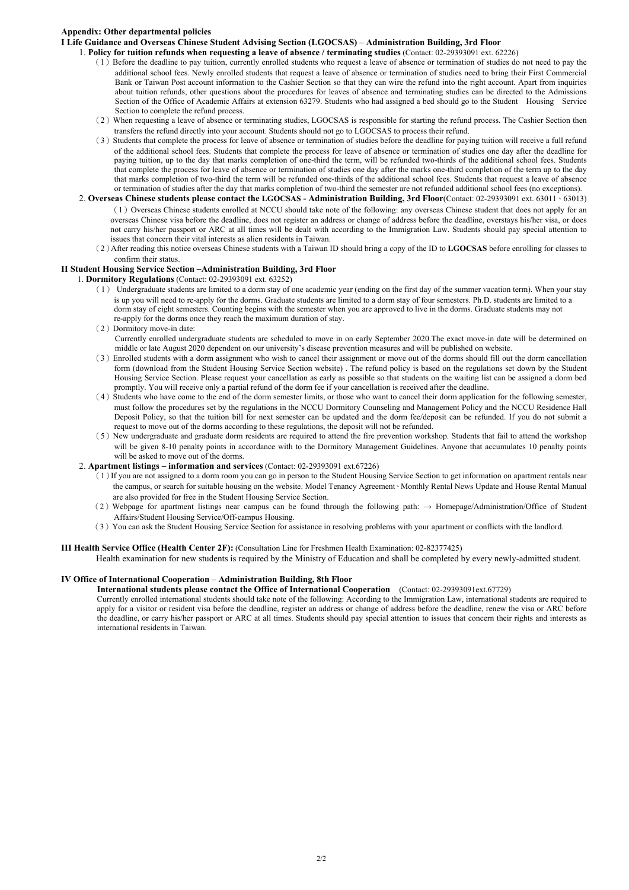**Appendix: Other departmental policies**

**I Life Guidance and Overseas Chinese Student Advising Section (LGOCSAS) – Administration Building, 3rd Floor**

1. **Policy for tuition refunds when requesting a leave of absence / terminating studies** (Contact: 02-29393091 ext. 62226)

（1）Before the deadline to pay tuition, currently enrolled students who request a leave of absence or termination of studies do not need to pay the additional school fees. Newly enrolled students that request a leave of absence or termination of studies need to bring their First Commercial Bank or Taiwan Post account information to the Cashier Section so that they can wire the refund into the right account. Apart from inquiries about tuition refunds, other questions about the procedures for leaves of absence and terminating studies can be directed to the Admissions Section of the Office of Academic Affairs at extension 63279. Students who had assigned a bed should go to the Student Housing Service Section to complete the refund process.

（2）When requesting a leave of absence or terminating studies, LGOCSAS is responsible for starting the refund process. The Cashier Section then transfers the refund directly into your account. Students should not go to LGOCSAS to process their refund.

（3）Students that complete the process for leave of absence or termination of studies before the deadline for paying tuition will receive a full refund of the additional school fees. Students that complete the process for leave of absence or termination of studies one day after the deadline for paying tuition, up to the day that marks completion of one-third the term, will be refunded two-thirds of the additional school fees. Students that complete the process for leave of absence or termination of studies one day after the marks one-third completion of the term up to the day that marks completion of two-third the term will be refunded one-thirds of the additional school fees. Students that request a leave of absence or termination of studies after the day that marks completion of two-third the semester are not refunded additional school fees (no exceptions).

2. **Overseas Chinese students please contact the LGOCSAS - Administration Building, 3rd Floor**(Contact: 02-29393091 ext. 63011、63013)

（1）Overseas Chinese students enrolled at NCCU should take note of the following: any overseas Chinese student that does not apply for an overseas Chinese visa before the deadline, does not register an address or change of address before the deadline, overstays his/her visa, or does not carry his/her passport or ARC at all times will be dealt with according to the Immigration Law. Students should pay special attention to issues that concern their vital interests as alien residents in Taiwan.

（2）After reading this notice overseas Chinese students with a Taiwan ID should bring a copy of the ID to **LGOCSAS** before enrolling for classes to confirm their status.

**II Student Housing Service Section –Administration Building, 3rd Floor**

1. **Dormitory Regulations** (Contact: 02-29393091 ext. 63252)

（1） Undergraduate students are limited to a dorm stay of one academic year (ending on the first day of the summer vacation term). When your stay is up you will need to re-apply for the dorms. Graduate students are limited to a dorm stay of four semesters. Ph.D. students are limited to a dorm stay of eight semesters. Counting begins with the semester when you are approved to live in the dorms. Graduate students may not re-apply for the dorms once they reach the maximum duration of stay.

（2）Dormitory move-in date:
Currently enrolled undergraduate students are scheduled to move in on early September 2020.The exact move-in date will be determined on middle or late August 2020 dependent on our university's disease prevention measures and will be published on website.

（3）Enrolled students with a dorm assignment who wish to cancel their assignment or move out of the dorms should fill out the dorm cancellation form (download from the Student Housing Service Section website) . The refund policy is based on the regulations set down by the Student Housing Service Section. Please request your cancellation as early as possible so that students on the waiting list can be assigned a dorm bed promptly. You will receive only a partial refund of the dorm fee if your cancellation is received after the deadline.

（4）Students who have come to the end of the dorm semester limits, or those who want to cancel their dorm application for the following semester, must follow the procedures set by the regulations in the NCCU Dormitory Counseling and Management Policy and the NCCU Residence Hall Deposit Policy, so that the tuition bill for next semester can be updated and the dorm fee/deposit can be refunded. If you do not submit a request to move out of the dorms according to these regulations, the deposit will not be refunded.

（5）New undergraduate and graduate dorm residents are required to attend the fire prevention workshop. Students that fail to attend the workshop will be given 8-10 penalty points in accordance with to the Dormitory Management Guidelines. Anyone that accumulates 10 penalty points will be asked to move out of the dorms.

2. **Apartment listings – information and services** (Contact: 02-29393091 ext.67226)

（1）If you are not assigned to a dorm room you can go in person to the Student Housing Service Section to get information on apartment rentals near the campus, or search for suitable housing on the website. Model Tenancy Agreement、Monthly Rental News Update and House Rental Manual are also provided for free in the Student Housing Service Section.

（2）Webpage for apartment listings near campus can be found through the following path: → Homepage/Administration/Office of Student Affairs/Student Housing Service/Off-campus Housing.

（3）You can ask the Student Housing Service Section for assistance in resolving problems with your apartment or conflicts with the landlord.

**III Health Service Office (Health Center 2F):** (Consultation Line for Freshmen Health Examination: 02-82377425)

Health examination for new students is required by the Ministry of Education and shall be completed by every newly-admitted student.

**IV Office of International Cooperation – Administration Building, 8th Floor**

**International students please contact the Office of International Cooperation** (Contact: 02-29393091ext.67729)

Currently enrolled international students should take note of the following: According to the Immigration Law, international students are required to apply for a visitor or resident visa before the deadline, register an address or change of address before the deadline, renew the visa or ARC before the deadline, or carry his/her passport or ARC at all times. Students should pay special attention to issues that concern their rights and interests as international residents in Taiwan.